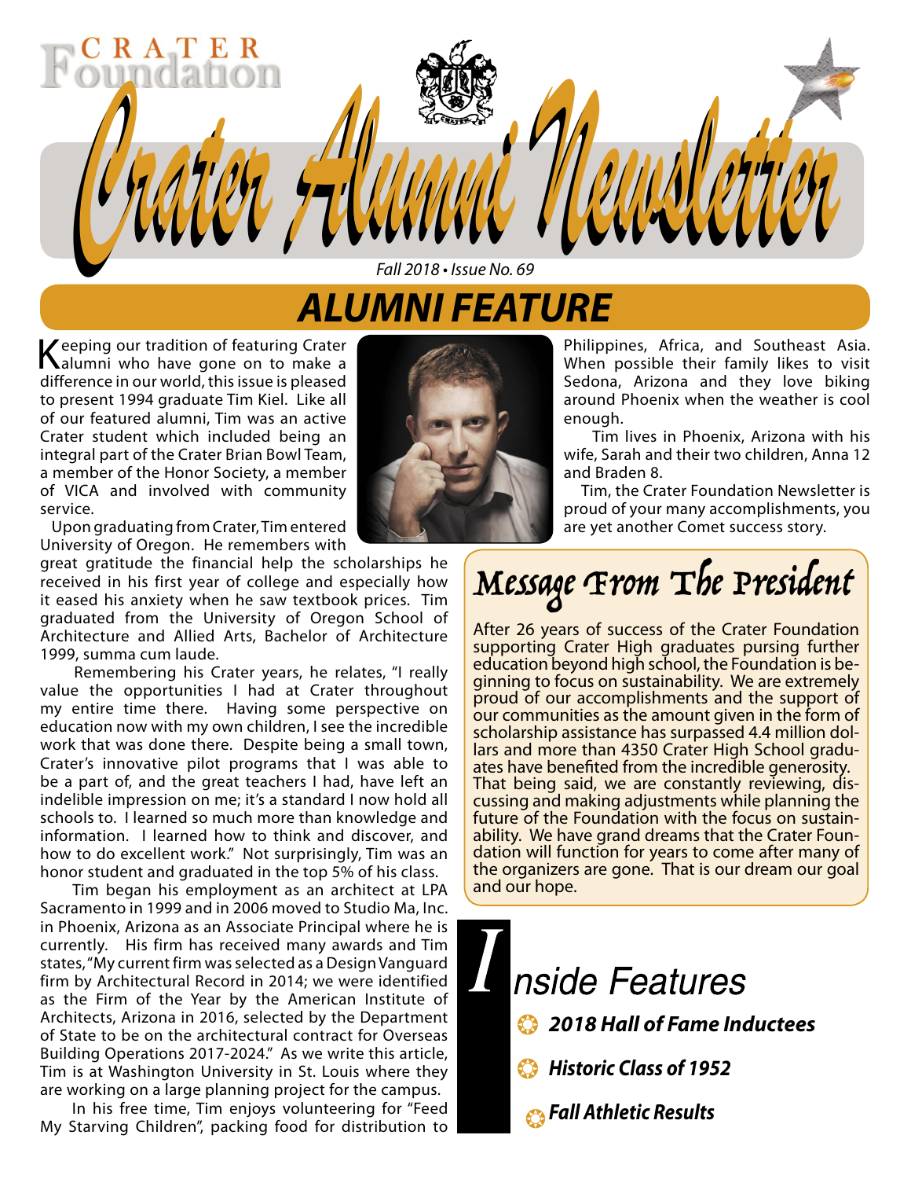CRATER Foundation

# Crater Alumni Newsletter

*Fall 2018 • Issue No. 69*

## ALUMNI FEATURE

Keeping our tradition of featuring Crater alumni who have gone on to make a difference in our world, this issue is pleased to present 1994 graduate Tim Kiel. Like all of our featured alumni, Tim was an active Crater student which included being an integral part of the Crater Brian Bowl Team, a member of the Honor Society, a member of VICA and involved with community service.

Upon graduating from Crater, Tim entered University of Oregon. He remembers with great gratitude the financial help the scholarships he received in his first year of college and especially how it eased his anxiety when he saw textbook prices. Tim graduated from the University of Oregon School of Architecture and Allied Arts, Bachelor of Architecture 1999, summa cum laude.

Remembering his Crater years, he relates, "I really value the opportunities I had at Crater throughout my entire time there. Having some perspective on education now with my own children, I see the incredible work that was done there. Despite being a small town, Crater's innovative pilot programs that I was able to be a part of, and the great teachers I had, have left an indelible impression on me; it's a standard I now hold all schools to. I learned so much more than knowledge and information. I learned how to think and discover, and how to do excellent work." Not surprisingly, Tim was an honor student and graduated in the top 5% of his class.

Tim began his employment as an architect at LPA Sacramento in 1999 and in 2006 moved to Studio Ma, Inc. in Phoenix, Arizona as an Associate Principal where he is currently. His firm has received many awards and Tim states, "My current firm was selected as a Design Vanguard firm by Architectural Record in 2014; we were identified as the Firm of the Year by the American Institute of Architects, Arizona in 2016, selected by the Department of State to be on the architectural contract for Overseas Building Operations 2017-2024." As we write this article, Tim is at Washington University in St. Louis where they are working on a large planning project for the campus.

In his free time, Tim enjoys volunteering for "Feed My Starving Children", packing food for distribution to Philippines, Africa, and Southeast Asia. When possible their family likes to visit Sedona, Arizona and they love biking around Phoenix when the weather is cool enough.

Tim lives in Phoenix, Arizona with his wife, Sarah and their two children, Anna 12 and Braden 8.

Tim, the Crater Foundation Newsletter is proud of your many accomplishments, you are yet another Comet success story.

## Message From The President

After 26 years of success of the Crater Foundation supporting Crater High graduates pursing further education beyond high school, the Foundation is beginning to focus on sustainability. We are extremely proud of our accomplishments and the support of our communities as the amount given in the form of scholarship assistance has surpassed 4.4 million dollars and more than 4350 Crater High School graduates have benefited from the incredible generosity. That being said, we are constantly reviewing, discussing and making adjustments while planning the future of the Foundation with the focus on sustainability. We have grand dreams that the Crater Foundation will function for years to come after many of the organizers are gone. That is our dream our goal and our hope.

## Inside Features

- ***2018 Hall of Fame Inductees***
- ***Historic Class of 1952***
- ***Fall Athletic Results***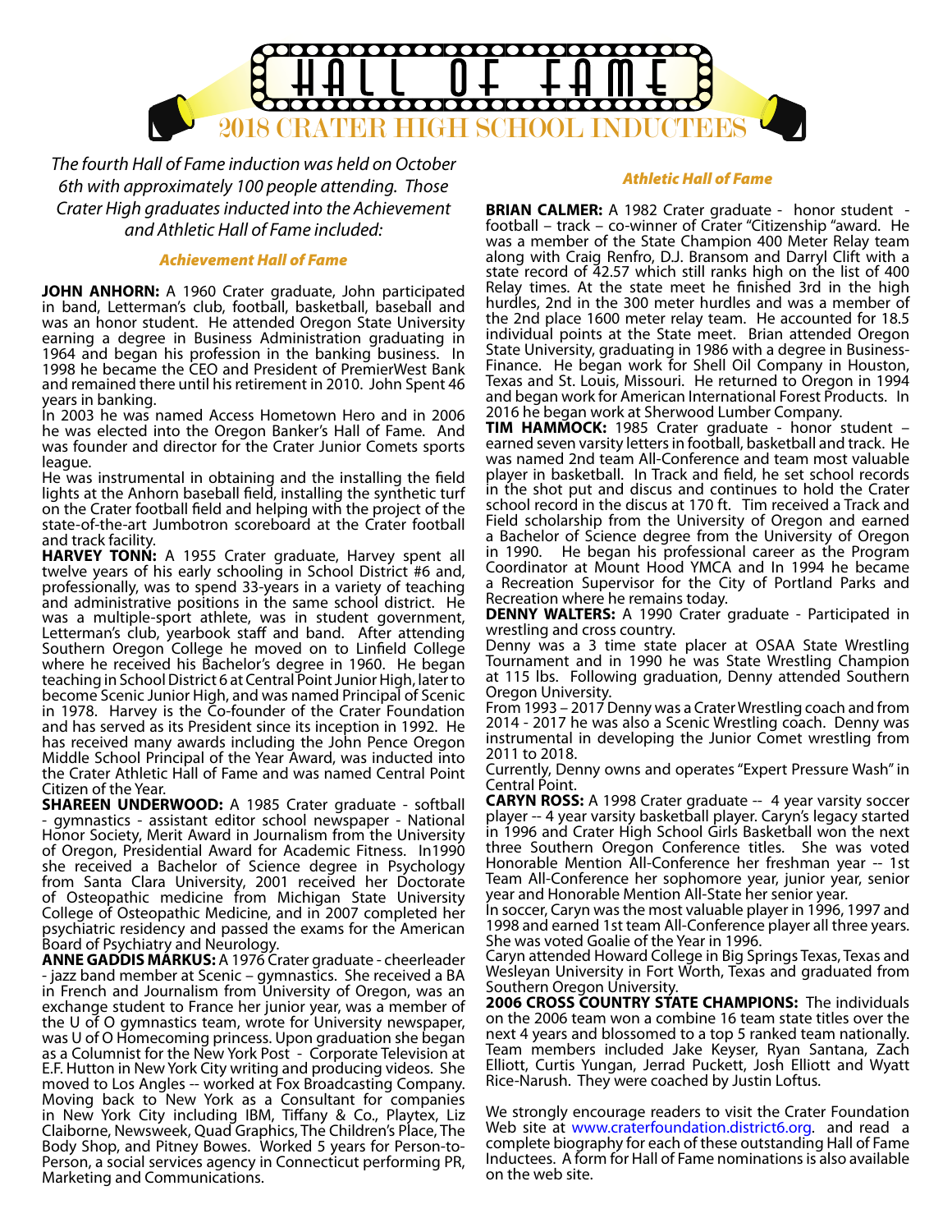# HALL OF FAME

## 2018 CRATER HIGH SCHOOL INDUCTEES

*The fourth Hall of Fame induction was held on October 6th with approximately 100 people attending. Those Crater High graduates inducted into the Achievement and Athletic Hall of Fame included:*

### *Achievement Hall of Fame*

**JOHN ANHORN:** A 1960 Crater graduate, John participated in band, Letterman's club, football, basketball, baseball and was an honor student. He attended Oregon State University earning a degree in Business Administration graduating in 1964 and began his profession in the banking business. In 1998 he became the CEO and President of PremierWest Bank and remained there until his retirement in 2010. John Spent 46 years in banking.

In 2003 he was named Access Hometown Hero and in 2006 he was elected into the Oregon Banker's Hall of Fame. And was founder and director for the Crater Junior Comets sports league.

He was instrumental in obtaining and the installing the field lights at the Anhorn baseball field, installing the synthetic turf on the Crater football field and helping with the project of the state-of-the-art Jumbotron scoreboard at the Crater football and track facility.

**HARVEY TONN:** A 1955 Crater graduate, Harvey spent all twelve years of his early schooling in School District #6 and, professionally, was to spend 33-years in a variety of teaching and administrative positions in the same school district. He was a multiple-sport athlete, was in student government, Letterman's club, yearbook staff and band. After attending Southern Oregon College he moved on to Linfield College where he received his Bachelor's degree in 1960. He began teaching in School District 6 at Central Point Junior High, later to become Scenic Junior High, and was named Principal of Scenic in 1978. Harvey is the Co-founder of the Crater Foundation and has served as its President since its inception in 1992. He has received many awards including the John Pence Oregon Middle School Principal of the Year Award, was inducted into the Crater Athletic Hall of Fame and was named Central Point Citizen of the Year.

**SHAREEN UNDERWOOD:** A 1985 Crater graduate - softball - gymnastics - assistant editor school newspaper - National Honor Society, Merit Award in Journalism from the University of Oregon, Presidential Award for Academic Fitness. In1990 she received a Bachelor of Science degree in Psychology from Santa Clara University, 2001 received her Doctorate of Osteopathic medicine from Michigan State University College of Osteopathic Medicine, and in 2007 completed her psychiatric residency and passed the exams for the American Board of Psychiatry and Neurology.

**ANNE GADDIS MARKUS:** A 1976 Crater graduate - cheerleader - jazz band member at Scenic – gymnastics. She received a BA in French and Journalism from University of Oregon, was an exchange student to France her junior year, was a member of the U of O gymnastics team, wrote for University newspaper, was U of O Homecoming princess. Upon graduation she began as a Columnist for the New York Post - Corporate Television at E.F. Hutton in New York City writing and producing videos. She moved to Los Angles -- worked at Fox Broadcasting Company. Moving back to New York as a Consultant for companies in New York City including IBM, Tiffany & Co., Playtex, Liz Claiborne, Newsweek, Quad Graphics, The Children's Place, The Body Shop, and Pitney Bowes. Worked 5 years for Person-to-Person, a social services agency in Connecticut performing PR, Marketing and Communications.

### *Athletic Hall of Fame*

**BRIAN CALMER:** A 1982 Crater graduate - honor student - football – track – co-winner of Crater "Citizenship "award. He was a member of the State Champion 400 Meter Relay team along with Craig Renfro, D.J. Bransom and Darryl Clift with a state record of 42.57 which still ranks high on the list of 400 Relay times. At the state meet he finished 3rd in the high hurdles, 2nd in the 300 meter hurdles and was a member of the 2nd place 1600 meter relay team. He accounted for 18.5 individual points at the State meet. Brian attended Oregon State University, graduating in 1986 with a degree in Business-Finance. He began work for Shell Oil Company in Houston, Texas and St. Louis, Missouri. He returned to Oregon in 1994 and began work for American International Forest Products. In 2016 he began work at Sherwood Lumber Company.

**TIM HAMMOCK:** 1985 Crater graduate - honor student – earned seven varsity letters in football, basketball and track. He was named 2nd team All-Conference and team most valuable player in basketball. In Track and field, he set school records in the shot put and discus and continues to hold the Crater school record in the discus at 170 ft. Tim received a Track and Field scholarship from the University of Oregon and earned a Bachelor of Science degree from the University of Oregon in 1990. He began his professional career as the Program Coordinator at Mount Hood YMCA and In 1994 he became a Recreation Supervisor for the City of Portland Parks and Recreation where he remains today.

**DENNY WALTERS:** A 1990 Crater graduate - Participated in wrestling and cross country.

Denny was a 3 time state placer at OSAA State Wrestling Tournament and in 1990 he was State Wrestling Champion at 115 lbs. Following graduation, Denny attended Southern Oregon University.

From 1993 – 2017 Denny was a Crater Wrestling coach and from 2014 - 2017 he was also a Scenic Wrestling coach. Denny was instrumental in developing the Junior Comet wrestling from 2011 to 2018.

Currently, Denny owns and operates "Expert Pressure Wash" in Central Point.

**CARYN ROSS:** A 1998 Crater graduate -- 4 year varsity soccer player -- 4 year varsity basketball player. Caryn's legacy started in 1996 and Crater High School Girls Basketball won the next three Southern Oregon Conference titles. She was voted Honorable Mention All-Conference her freshman year -- 1st Team All-Conference her sophomore year, junior year, senior year and Honorable Mention All-State her senior year.

In soccer, Caryn was the most valuable player in 1996, 1997 and 1998 and earned 1st team All-Conference player all three years. She was voted Goalie of the Year in 1996.

Caryn attended Howard College in Big Springs Texas, Texas and Wesleyan University in Fort Worth, Texas and graduated from Southern Oregon University.

**2006 CROSS COUNTRY STATE CHAMPIONS:** The individuals on the 2006 team won a combine 16 team state titles over the next 4 years and blossomed to a top 5 ranked team nationally. Team members included Jake Keyser, Ryan Santana, Zach Elliott, Curtis Yungan, Jerrad Puckett, Josh Elliott and Wyatt Rice-Narush. They were coached by Justin Loftus.

We strongly encourage readers to visit the Crater Foundation Web site at www.craterfoundation.district6.org. and read a complete biography for each of these outstanding Hall of Fame Inductees. A form for Hall of Fame nominations is also available on the web site.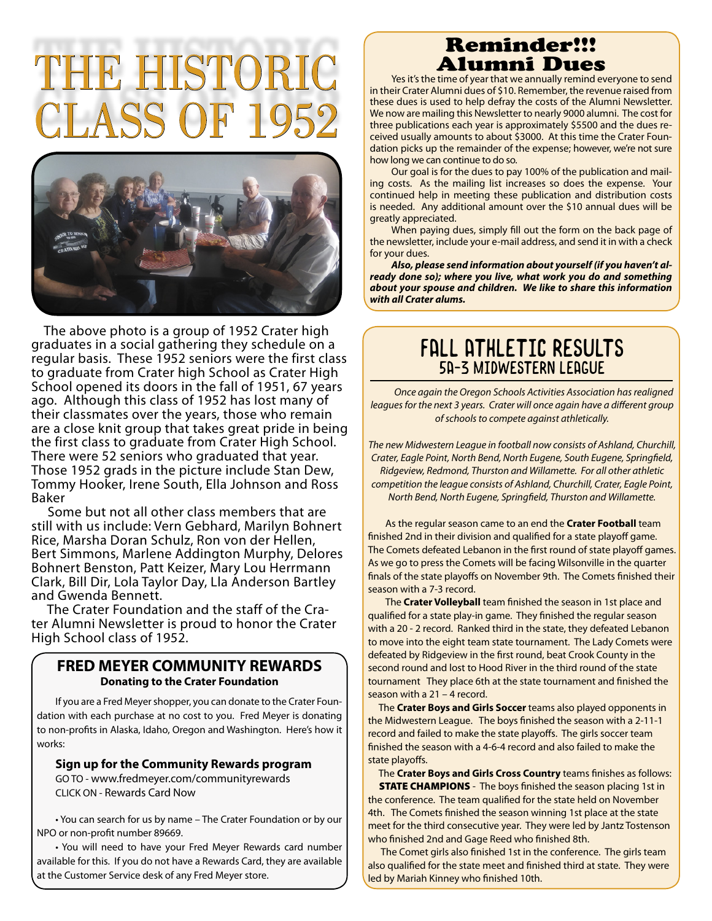# THE HISTORIC CLASS OF 1952

The above photo is a group of 1952 Crater high graduates in a social gathering they schedule on a regular basis. These 1952 seniors were the first class to graduate from Crater high School as Crater High School opened its doors in the fall of 1951, 67 years ago. Although this class of 1952 has lost many of their classmates over the years, those who remain are a close knit group that takes great pride in being the first class to graduate from Crater High School. There were 52 seniors who graduated that year. Those 1952 grads in the picture include Stan Dew, Tommy Hooker, Irene South, Ella Johnson and Ross Baker

Some but not all other class members that are still with us include: Vern Gebhard, Marilyn Bohnert Rice, Marsha Doran Schulz, Ron von der Hellen, Bert Simmons, Marlene Addington Murphy, Delores Bohnert Benston, Patt Keizer, Mary Lou Herrmann Clark, Bill Dir, Lola Taylor Day, Lla Anderson Bartley and Gwenda Bennett.

The Crater Foundation and the staff of the Crater Alumni Newsletter is proud to honor the Crater High School class of 1952.

## FRED MEYER COMMUNITY REWARDS

**Donating to the Crater Foundation**

If you are a Fred Meyer shopper, you can donate to the Crater Foundation with each purchase at no cost to you. Fred Meyer is donating to non-profits in Alaska, Idaho, Oregon and Washington. Here's how it works:

**Sign up for the Community Rewards program**

GO TO - www.fredmeyer.com/communityrewards
CLICK ON - Rewards Card Now

• You can search for us by name – The Crater Foundation or by our NPO or non-profit number 89669.

• You will need to have your Fred Meyer Rewards card number available for this. If you do not have a Rewards Card, they are available at the Customer Service desk of any Fred Meyer store.

## Reminder!!! Alumni Dues

Yes it's the time of year that we annually remind everyone to send in their Crater Alumni dues of $10. Remember, the revenue raised from these dues is used to help defray the costs of the Alumni Newsletter. We now are mailing this Newsletter to nearly 9000 alumni. The cost for three publications each year is approximately $5500 and the dues received usually amounts to about $3000. At this time the Crater Foundation picks up the remainder of the expense; however, we're not sure how long we can continue to do so.

Our goal is for the dues to pay 100% of the publication and mailing costs. As the mailing list increases so does the expense. Your continued help in meeting these publication and distribution costs is needed. Any additional amount over the $10 annual dues will be greatly appreciated.

When paying dues, simply fill out the form on the back page of the newsletter, include your e-mail address, and send it in with a check for your dues.

***Also, please send information about yourself (if you haven't already done so); where you live, what work you do and something about your spouse and children. We like to share this information with all Crater alums.***

## FALL ATHLETIC RESULTS
### 5A-3 MIDWESTERN LEAGUE

*Once again the Oregon Schools Activities Association has realigned leagues for the next 3 years. Crater will once again have a different group of schools to compete against athletically.*

*The new Midwestern League in football now consists of Ashland, Churchill, Crater, Eagle Point, North Bend, North Eugene, South Eugene, Springfield, Ridgeview, Redmond, Thurston and Willamette. For all other athletic competition the league consists of Ashland, Churchill, Crater, Eagle Point, North Bend, North Eugene, Springfield, Thurston and Willamette.*

As the regular season came to an end the **Crater Football** team finished 2nd in their division and qualified for a state playoff game. The Comets defeated Lebanon in the first round of state playoff games. As we go to press the Comets will be facing Wilsonville in the quarter finals of the state playoffs on November 9th. The Comets finished their season with a 7-3 record.

The **Crater Volleyball** team finished the season in 1st place and qualified for a state play-in game. They finished the regular season with a 20 - 2 record. Ranked third in the state, they defeated Lebanon to move into the eight team state tournament. The Lady Comets were defeated by Ridgeview in the first round, beat Crook County in the second round and lost to Hood River in the third round of the state tournament They place 6th at the state tournament and finished the season with a 21 – 4 record.

The **Crater Boys and Girls Soccer** teams also played opponents in the Midwestern League. The boys finished the season with a 2-11-1 record and failed to make the state playoffs. The girls soccer team finished the season with a 4-6-4 record and also failed to make the state playoffs.

The **Crater Boys and Girls Cross Country** teams finishes as follows:

**STATE CHAMPIONS** - The boys finished the season placing 1st in the conference. The team qualified for the state held on November 4th. The Comets finished the season winning 1st place at the state meet for the third consecutive year. They were led by Jantz Tostenson who finished 2nd and Gage Reed who finished 8th.

The Comet girls also finished 1st in the conference. The girls team also qualified for the state meet and finished third at state. They were led by Mariah Kinney who finished 10th.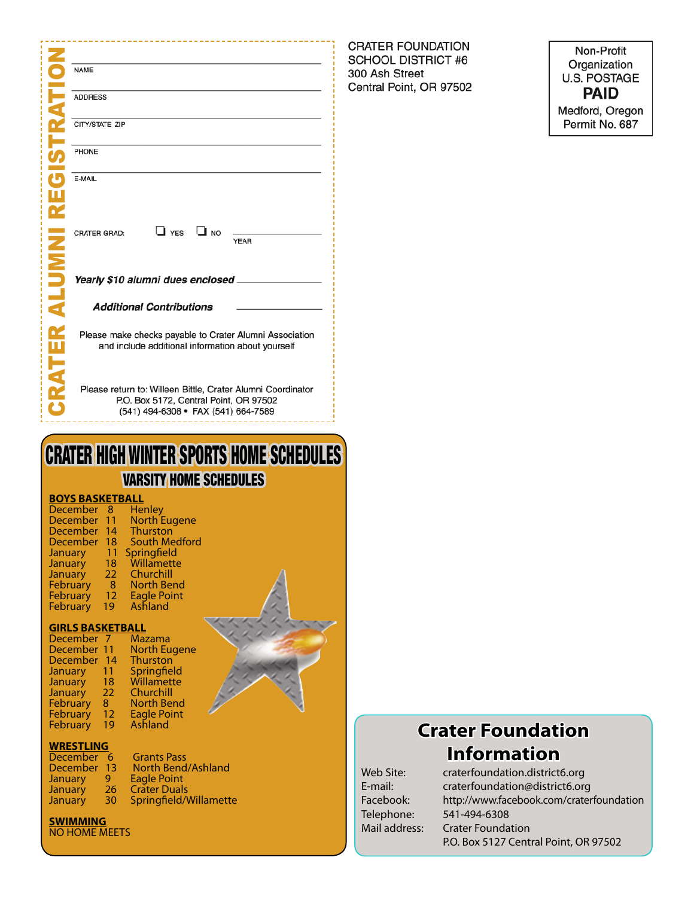## CRATER ALUMNI REGISTRATION

NAME

ADDRESS

CITY/STATE ZIP

PHONE

E-MAIL

CRATER GRAD: ❑ YES ❑ NO ________ YEAR

***Yearly $10 alumni dues enclosed*** ________

***Additional Contributions*** ________

Please make checks payable to Crater Alumni Association and include additional information about yourself

Please return to: Willeen Bittle, Crater Alumni Coordinator
P.O. Box 5172, Central Point, OR 97502
(541) 494-6308 • FAX (541) 664-7589

CRATER FOUNDATION
SCHOOL DISTRICT #6
300 Ash Street
Central Point, OR 97502

Non-Profit Organization
U.S. POSTAGE
**PAID**
Medford, Oregon
Permit No. 687

# CRATER HIGH WINTER SPORTS HOME SCHEDULES

## VARSITY HOME SCHEDULES

**BOYS BASKETBALL**

| | | |
|---|---|---|
| December | 8 | Henley |
| December | 11 | North Eugene |
| December | 14 | Thurston |
| December | 18 | South Medford |
| January | 11 | Springfield |
| January | 18 | Willamette |
| January | 22 | Churchill |
| February | 8 | North Bend |
| February | 12 | Eagle Point |
| February | 19 | Ashland |

**GIRLS BASKETBALL**

| | | |
|---|---|---|
| December | 7 | Mazama |
| December | 11 | North Eugene |
| December | 14 | Thurston |
| January | 11 | Springfield |
| January | 18 | Willamette |
| January | 22 | Churchill |
| February | 8 | North Bend |
| February | 12 | Eagle Point |
| February | 19 | Ashland |

**WRESTLING**

| | | |
|---|---|---|
| December | 6 | Grants Pass |
| December | 13 | North Bend/Ashland |
| January | 9 | Eagle Point |
| January | 26 | Crater Duals |
| January | 30 | Springfield/Willamette |

**SWIMMING**

NO HOME MEETS

## Crater Foundation Information

| | |
|---|---|
| Web Site: | craterfoundation.district6.org |
| E-mail: | craterfoundation@district6.org |
| Facebook: | http://www.facebook.com/craterfoundation |
| Telephone: | 541-494-6308 |
| Mail address: | Crater Foundation<br>P.O. Box 5127 Central Point, OR 97502 |